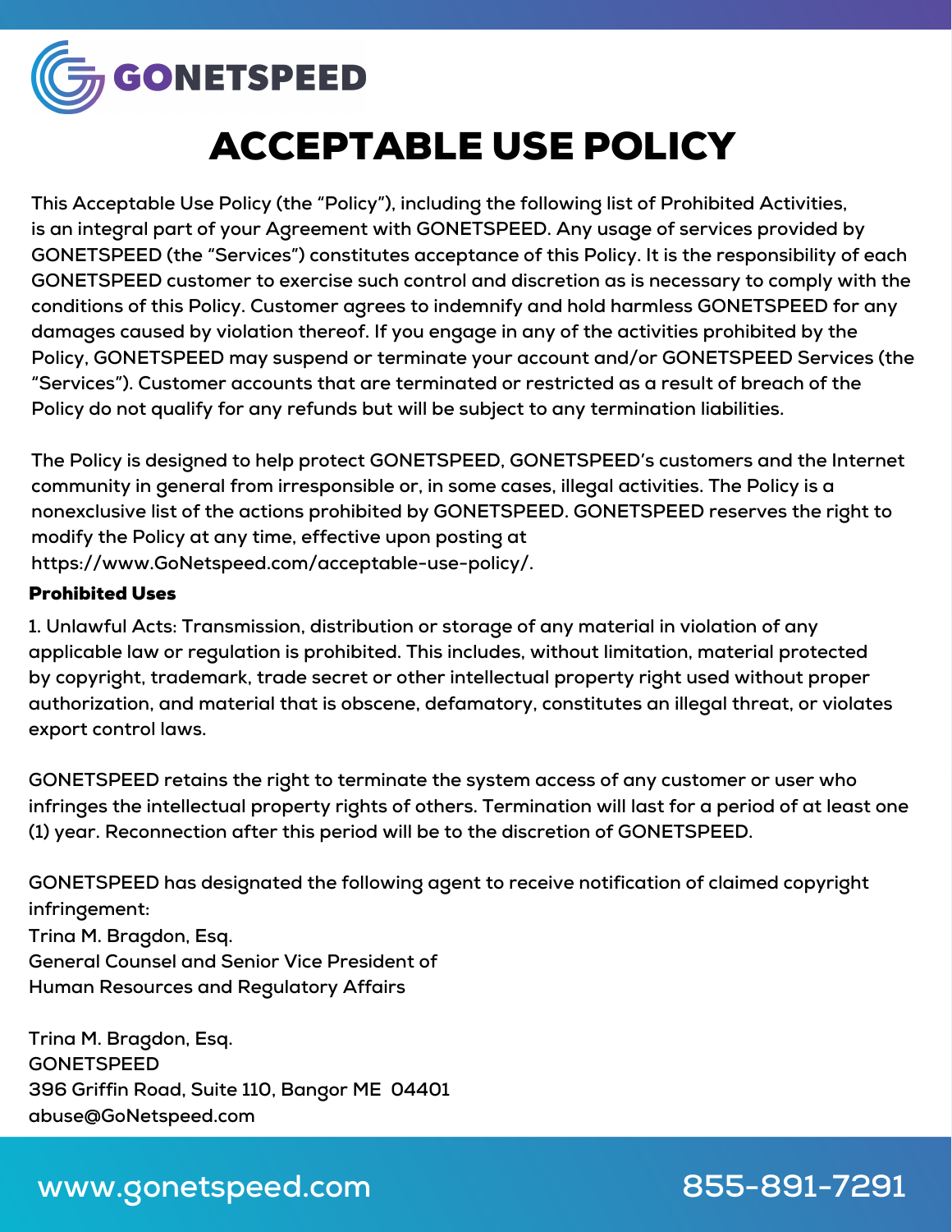# ACCEPTABLE USE POLICY

This Acceptable Use Policy (the "Policy"), including the following list of Prohibited Activities, is an integral part of your Agreement with GONETSPEED. Any usage of services provided by GONETSPEED (the "Services") constitutes acceptance of this Policy. It is the responsibility of each GONETSPEED customer to exercise such control and discretion as is necessary to comply with the conditions of this Policy. Customer agrees to indemnify and hold harmless GONETSPEED for any damages caused by violation thereof. If you engage in any of the activities prohibited by the Policy, GONETSPEED may suspend or terminate your account and/or GONETSPEED Services (the "Services"). Customer accounts that are terminated or restricted as a result of breach of the Policy do not qualify for any refunds but will be subject to any termination liabilities.

The Policy is designed to help protect GONETSPEED, GONETSPEED's customers and the Internet community in general from irresponsible or, in some cases, illegal activities. The Policy is a nonexclusive list of the actions prohibited by GONETSPEED. GONETSPEED reserves the right to modify the Policy at any time, effective upon posting at https://www.GoNetspeed.com/acceptable-use-policy/.

## Prohibited Uses

1. Unlawful Acts: Transmission, distribution or storage of any material in violation of any applicable law or regulation is prohibited. This includes, without limitation, material protected by copyright, trademark, trade secret or other intellectual property right used without proper authorization, and material that is obscene, defamatory, constitutes an illegal threat, or violates export control laws.

GONETSPEED retains the right to terminate the system access of any customer or user who infringes the intellectual property rights of others. Termination will last for a period of at least one (1) year. Reconnection after this period will be to the discretion of GONETSPEED.

GONETSPEED has designated the following agent to receive notification of claimed copyright infringement:  
Trina M. Bragdon, Esq.  
General Counsel and Senior Vice President of  
Human Resources and Regulatory Affairs

Trina M. Bragdon, Esq.  
GONETSPEED  
396 Griffin Road, Suite 110, Bangor ME 04401  
abuse@GoNetspeed.com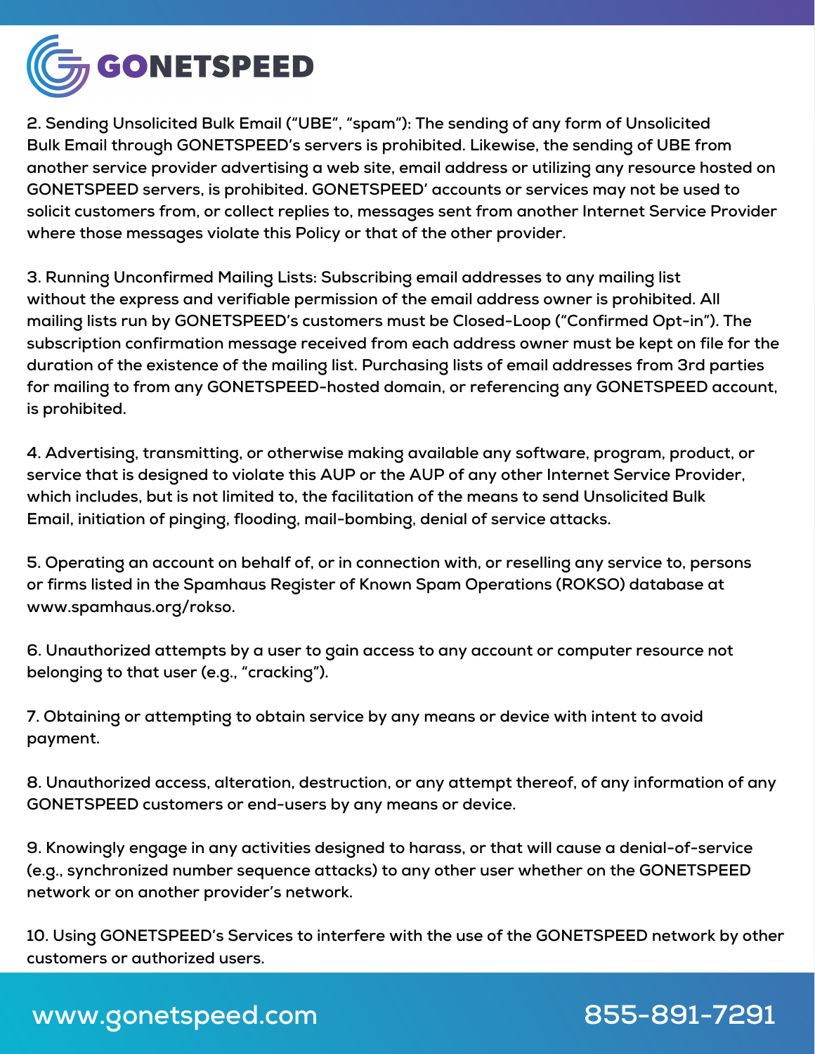2. Sending Unsolicited Bulk Email ("UBE", "spam"): The sending of any form of Unsolicited Bulk Email through GONETSPEED's servers is prohibited. Likewise, the sending of UBE from another service provider advertising a web site, email address or utilizing any resource hosted on GONETSPEED servers, is prohibited. GONETSPEED' accounts or services may not be used to solicit customers from, or collect replies to, messages sent from another Internet Service Provider where those messages violate this Policy or that of the other provider.

3. Running Unconfirmed Mailing Lists: Subscribing email addresses to any mailing list without the express and verifiable permission of the email address owner is prohibited. All mailing lists run by GONETSPEED's customers must be Closed-Loop ("Confirmed Opt-in"). The subscription confirmation message received from each address owner must be kept on file for the duration of the existence of the mailing list. Purchasing lists of email addresses from 3rd parties for mailing to from any GONETSPEED-hosted domain, or referencing any GONETSPEED account, is prohibited.

4. Advertising, transmitting, or otherwise making available any software, program, product, or service that is designed to violate this AUP or the AUP of any other Internet Service Provider, which includes, but is not limited to, the facilitation of the means to send Unsolicited Bulk Email, initiation of pinging, flooding, mail-bombing, denial of service attacks.

5. Operating an account on behalf of, or in connection with, or reselling any service to, persons or firms listed in the Spamhaus Register of Known Spam Operations (ROKSO) database at www.spamhaus.org/rokso.

6. Unauthorized attempts by a user to gain access to any account or computer resource not belonging to that user (e.g., "cracking").

7. Obtaining or attempting to obtain service by any means or device with intent to avoid payment.

8. Unauthorized access, alteration, destruction, or any attempt thereof, of any information of any GONETSPEED customers or end-users by any means or device.

9. Knowingly engage in any activities designed to harass, or that will cause a denial-of-service (e.g., synchronized number sequence attacks) to any other user whether on the GONETSPEED network or on another provider's network.

10. Using GONETSPEED's Services to interfere with the use of the GONETSPEED network by other customers or authorized users.